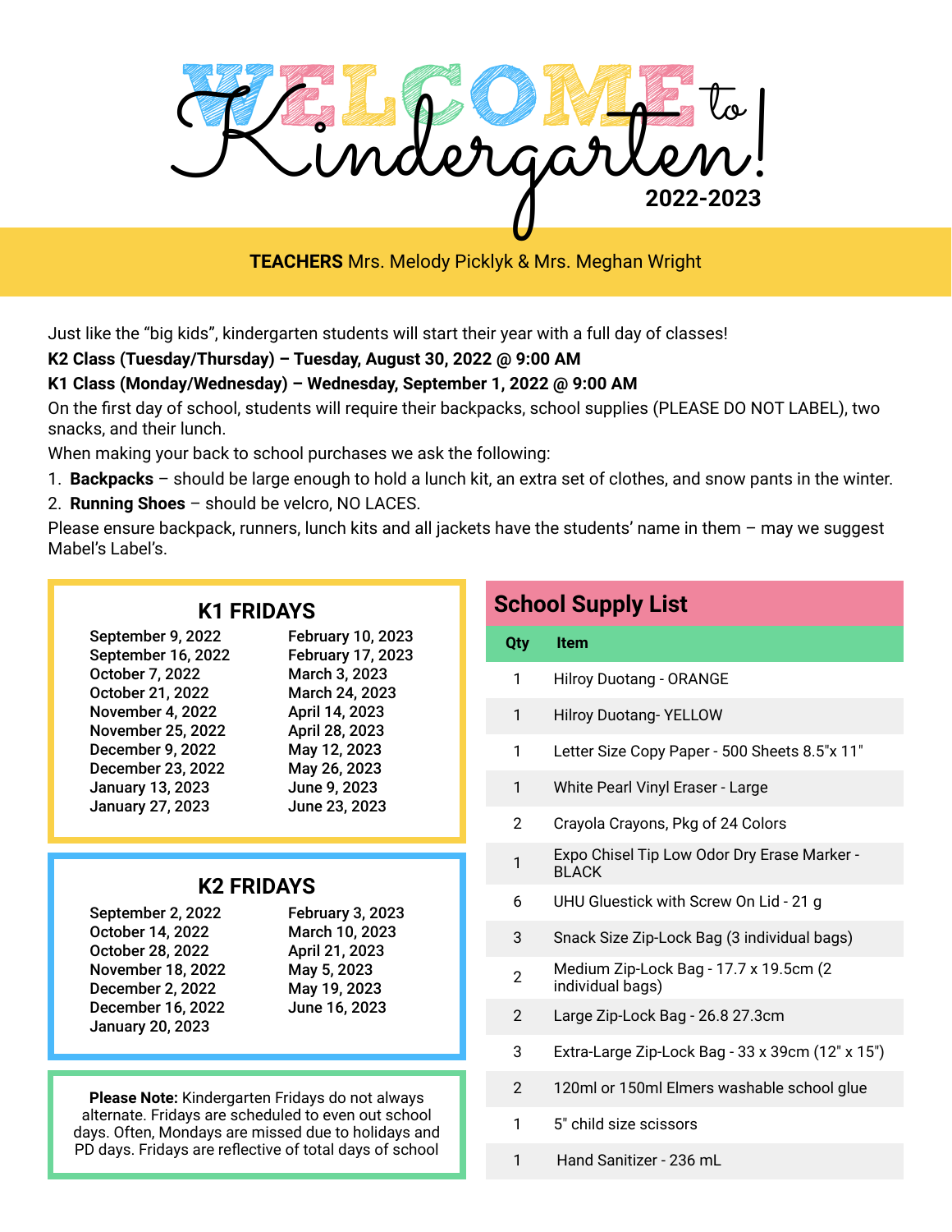# Welcome to Kindergarten!

**2022-2023**

**TEACHERS** Mrs. Melody Picklyk & Mrs. Meghan Wright

Just like the "big kids", kindergarten students will start their year with a full day of classes!

**K2 Class (Tuesday/Thursday) – Tuesday, August 30, 2022 @ 9:00 AM**

**K1 Class (Monday/Wednesday) – Wednesday, September 1, 2022 @ 9:00 AM**

On the first day of school, students will require their backpacks, school supplies (PLEASE DO NOT LABEL), two snacks, and their lunch.

When making your back to school purchases we ask the following:

1. **Backpacks** – should be large enough to hold a lunch kit, an extra set of clothes, and snow pants in the winter.
2. **Running Shoes** – should be velcro, NO LACES.

Please ensure backpack, runners, lunch kits and all jackets have the students' name in them – may we suggest Mabel's Label's.

## K1 FRIDAYS

| | |
|---|---|
| September 9, 2022 | February 10, 2023 |
| September 16, 2022 | February 17, 2023 |
| October 7, 2022 | March 3, 2023 |
| October 21, 2022 | March 24, 2023 |
| November 4, 2022 | April 14, 2023 |
| November 25, 2022 | April 28, 2023 |
| December 9, 2022 | May 12, 2023 |
| December 23, 2022 | May 26, 2023 |
| January 13, 2023 | June 9, 2023 |
| January 27, 2023 | June 23, 2023 |

## K2 FRIDAYS

| | |
|---|---|
| September 2, 2022 | February 3, 2023 |
| October 14, 2022 | March 10, 2023 |
| October 28, 2022 | April 21, 2023 |
| November 18, 2022 | May 5, 2023 |
| December 2, 2022 | May 19, 2023 |
| December 16, 2022 | June 16, 2023 |
| January 20, 2023 | |

**Please Note:** Kindergarten Fridays do not always alternate. Fridays are scheduled to even out school days. Often, Mondays are missed due to holidays and PD days. Fridays are reflective of total days of school

## School Supply List

| Qty | Item |
|---|---|
| 1 | Hilroy Duotang - ORANGE |
| 1 | Hilroy Duotang- YELLOW |
| 1 | Letter Size Copy Paper - 500 Sheets 8.5"x 11" |
| 1 | White Pearl Vinyl Eraser - Large |
| 2 | Crayola Crayons, Pkg of 24 Colors |
| 1 | Expo Chisel Tip Low Odor Dry Erase Marker - BLACK |
| 6 | UHU Gluestick with Screw On Lid - 21 g |
| 3 | Snack Size Zip-Lock Bag (3 individual bags) |
| 2 | Medium Zip-Lock Bag - 17.7 x 19.5cm (2 individual bags) |
| 2 | Large Zip-Lock Bag - 26.8 27.3cm |
| 3 | Extra-Large Zip-Lock Bag - 33 x 39cm (12" x 15") |
| 2 | 120ml or 150ml Elmers washable school glue |
| 1 | 5" child size scissors |
| 1 | Hand Sanitizer - 236 mL |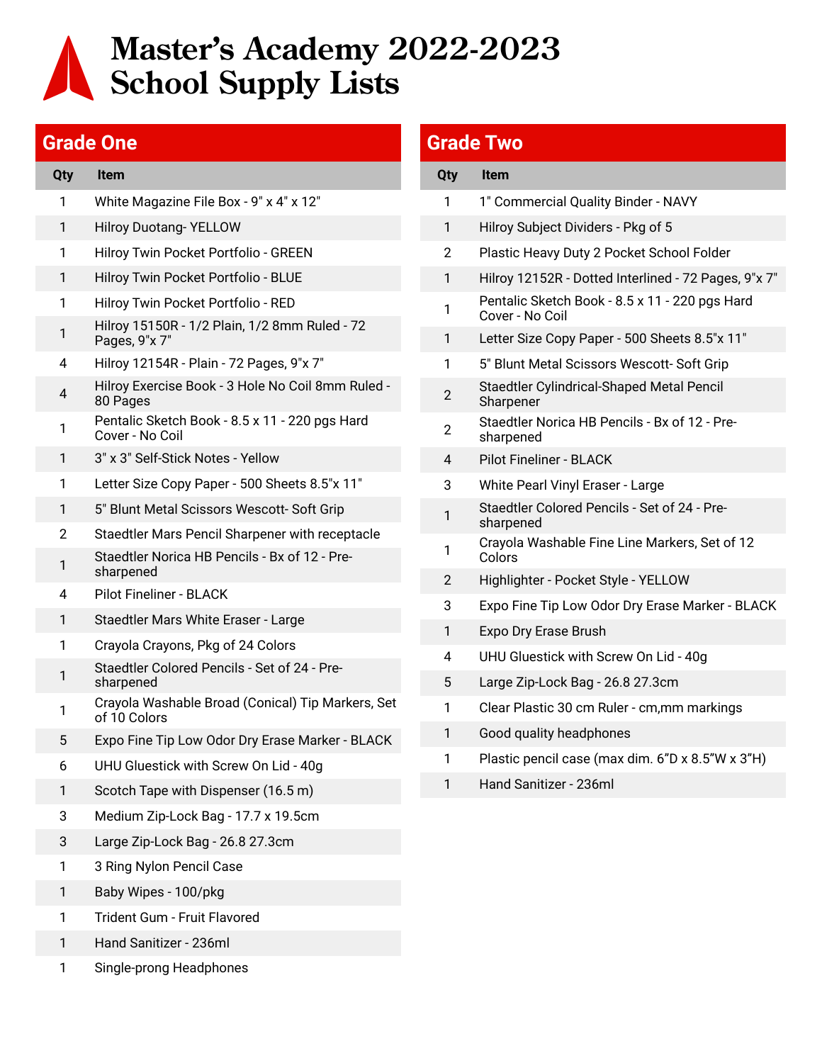# Master's Academy 2022-2023 School Supply Lists

## Grade One

| Qty | Item |
|---|---|
| 1 | White Magazine File Box - 9" x 4" x 12" |
| 1 | Hilroy Duotang- YELLOW |
| 1 | Hilroy Twin Pocket Portfolio - GREEN |
| 1 | Hilroy Twin Pocket Portfolio - BLUE |
| 1 | Hilroy Twin Pocket Portfolio - RED |
| 1 | Hilroy 15150R - 1/2 Plain, 1/2 8mm Ruled - 72 Pages, 9"x 7" |
| 4 | Hilroy 12154R - Plain - 72 Pages, 9"x 7" |
| 4 | Hilroy Exercise Book - 3 Hole No Coil 8mm Ruled - 80 Pages |
| 1 | Pentalic Sketch Book - 8.5 x 11 - 220 pgs Hard Cover - No Coil |
| 1 | 3" x 3" Self-Stick Notes - Yellow |
| 1 | Letter Size Copy Paper - 500 Sheets 8.5"x 11" |
| 1 | 5" Blunt Metal Scissors Wescott- Soft Grip |
| 2 | Staedtler Mars Pencil Sharpener with receptacle |
| 1 | Staedtler Norica HB Pencils - Bx of 12 - Pre-sharpened |
| 4 | Pilot Fineliner - BLACK |
| 1 | Staedtler Mars White Eraser - Large |
| 1 | Crayola Crayons, Pkg of 24 Colors |
| 1 | Staedtler Colored Pencils - Set of 24 - Pre-sharpened |
| 1 | Crayola Washable Broad (Conical) Tip Markers, Set of 10 Colors |
| 5 | Expo Fine Tip Low Odor Dry Erase Marker - BLACK |
| 6 | UHU Gluestick with Screw On Lid - 40g |
| 1 | Scotch Tape with Dispenser (16.5 m) |
| 3 | Medium Zip-Lock Bag - 17.7 x 19.5cm |
| 3 | Large Zip-Lock Bag - 26.8 27.3cm |
| 1 | 3 Ring Nylon Pencil Case |
| 1 | Baby Wipes - 100/pkg |
| 1 | Trident Gum - Fruit Flavored |
| 1 | Hand Sanitizer - 236ml |
| 1 | Single-prong Headphones |

## Grade Two

| Qty | Item |
|---|---|
| 1 | 1" Commercial Quality Binder - NAVY |
| 1 | Hilroy Subject Dividers - Pkg of 5 |
| 2 | Plastic Heavy Duty 2 Pocket School Folder |
| 1 | Hilroy 12152R - Dotted Interlined - 72 Pages, 9"x 7" |
| 1 | Pentalic Sketch Book - 8.5 x 11 - 220 pgs Hard Cover - No Coil |
| 1 | Letter Size Copy Paper - 500 Sheets 8.5"x 11" |
| 1 | 5" Blunt Metal Scissors Wescott- Soft Grip |
| 2 | Staedtler Cylindrical-Shaped Metal Pencil Sharpener |
| 2 | Staedtler Norica HB Pencils - Bx of 12 - Pre-sharpened |
| 4 | Pilot Fineliner - BLACK |
| 3 | White Pearl Vinyl Eraser - Large |
| 1 | Staedtler Colored Pencils - Set of 24 - Pre-sharpened |
| 1 | Crayola Washable Fine Line Markers, Set of 12 Colors |
| 2 | Highlighter - Pocket Style - YELLOW |
| 3 | Expo Fine Tip Low Odor Dry Erase Marker - BLACK |
| 1 | Expo Dry Erase Brush |
| 4 | UHU Gluestick with Screw On Lid - 40g |
| 5 | Large Zip-Lock Bag - 26.8 27.3cm |
| 1 | Clear Plastic 30 cm Ruler - cm,mm markings |
| 1 | Good quality headphones |
| 1 | Plastic pencil case (max dim. 6"D x 8.5"W x 3"H) |
| 1 | Hand Sanitizer - 236ml |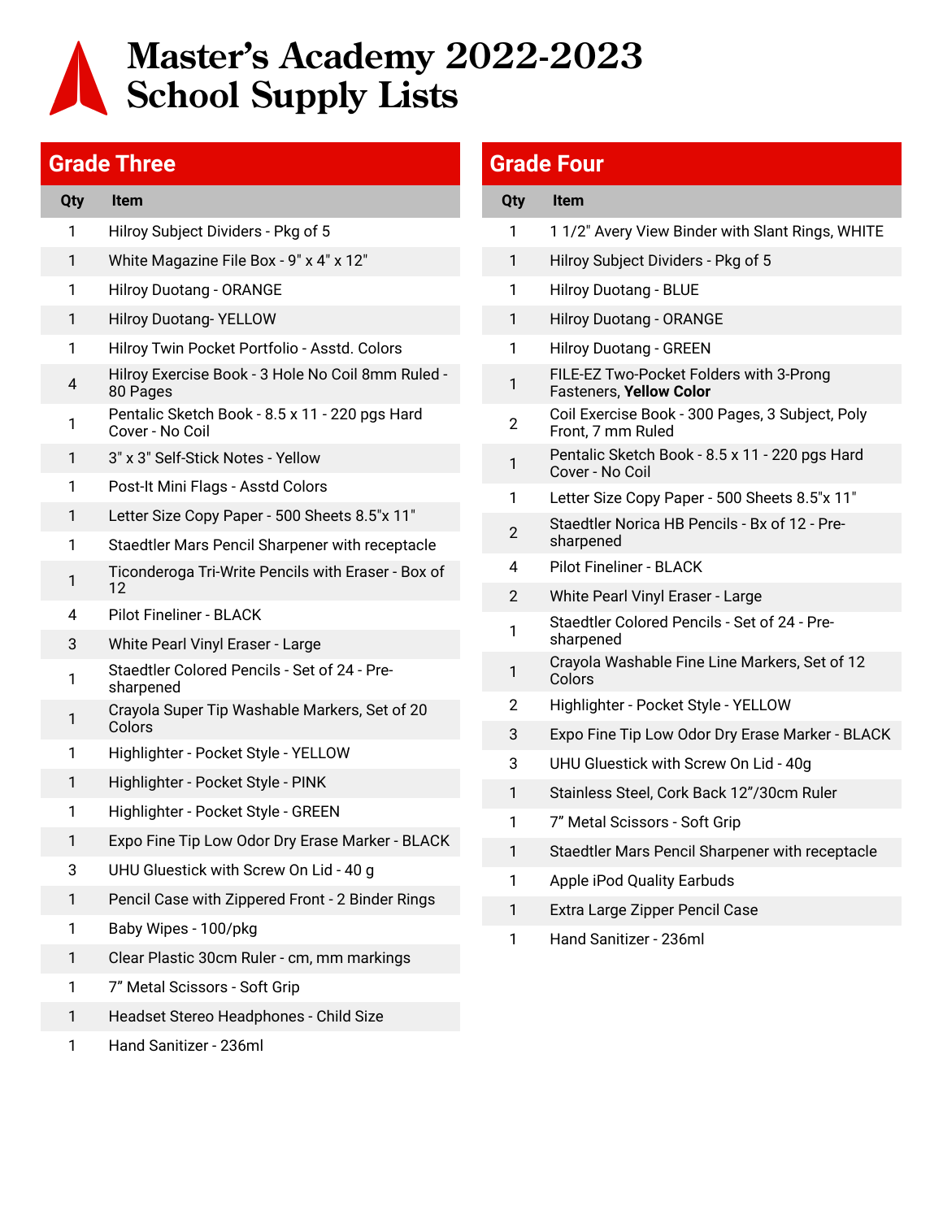# Master's Academy 2022-2023 School Supply Lists

## Grade Three

| Qty | Item |
|---|---|
| 1 | Hilroy Subject Dividers - Pkg of 5 |
| 1 | White Magazine File Box - 9" x 4" x 12" |
| 1 | Hilroy Duotang - ORANGE |
| 1 | Hilroy Duotang- YELLOW |
| 1 | Hilroy Twin Pocket Portfolio - Asstd. Colors |
| 4 | Hilroy Exercise Book - 3 Hole No Coil 8mm Ruled - 80 Pages |
| 1 | Pentalic Sketch Book - 8.5 x 11 - 220 pgs Hard Cover - No Coil |
| 1 | 3" x 3" Self-Stick Notes - Yellow |
| 1 | Post-It Mini Flags - Asstd Colors |
| 1 | Letter Size Copy Paper - 500 Sheets 8.5"x 11" |
| 1 | Staedtler Mars Pencil Sharpener with receptacle |
| 1 | Ticonderoga Tri-Write Pencils with Eraser - Box of 12 |
| 4 | Pilot Fineliner - BLACK |
| 3 | White Pearl Vinyl Eraser - Large |
| 1 | Staedtler Colored Pencils - Set of 24 - Pre-sharpened |
| 1 | Crayola Super Tip Washable Markers, Set of 20 Colors |
| 1 | Highlighter - Pocket Style - YELLOW |
| 1 | Highlighter - Pocket Style - PINK |
| 1 | Highlighter - Pocket Style - GREEN |
| 1 | Expo Fine Tip Low Odor Dry Erase Marker - BLACK |
| 3 | UHU Gluestick with Screw On Lid - 40 g |
| 1 | Pencil Case with Zippered Front - 2 Binder Rings |
| 1 | Baby Wipes - 100/pkg |
| 1 | Clear Plastic 30cm Ruler - cm, mm markings |
| 1 | 7" Metal Scissors - Soft Grip |
| 1 | Headset Stereo Headphones - Child Size |
| 1 | Hand Sanitizer - 236ml |

## Grade Four

| Qty | Item |
|---|---|
| 1 | 1 1/2" Avery View Binder with Slant Rings, WHITE |
| 1 | Hilroy Subject Dividers - Pkg of 5 |
| 1 | Hilroy Duotang - BLUE |
| 1 | Hilroy Duotang - ORANGE |
| 1 | Hilroy Duotang - GREEN |
| 1 | FILE-EZ Two-Pocket Folders with 3-Prong Fasteners, **Yellow Color** |
| 2 | Coil Exercise Book - 300 Pages, 3 Subject, Poly Front, 7 mm Ruled |
| 1 | Pentalic Sketch Book - 8.5 x 11 - 220 pgs Hard Cover - No Coil |
| 1 | Letter Size Copy Paper - 500 Sheets 8.5"x 11" |
| 2 | Staedtler Norica HB Pencils - Bx of 12 - Pre-sharpened |
| 4 | Pilot Fineliner - BLACK |
| 2 | White Pearl Vinyl Eraser - Large |
| 1 | Staedtler Colored Pencils - Set of 24 - Pre-sharpened |
| 1 | Crayola Washable Fine Line Markers, Set of 12 Colors |
| 2 | Highlighter - Pocket Style - YELLOW |
| 3 | Expo Fine Tip Low Odor Dry Erase Marker - BLACK |
| 3 | UHU Gluestick with Screw On Lid - 40g |
| 1 | Stainless Steel, Cork Back 12"/30cm Ruler |
| 1 | 7" Metal Scissors - Soft Grip |
| 1 | Staedtler Mars Pencil Sharpener with receptacle |
| 1 | Apple iPod Quality Earbuds |
| 1 | Extra Large Zipper Pencil Case |
| 1 | Hand Sanitizer - 236ml |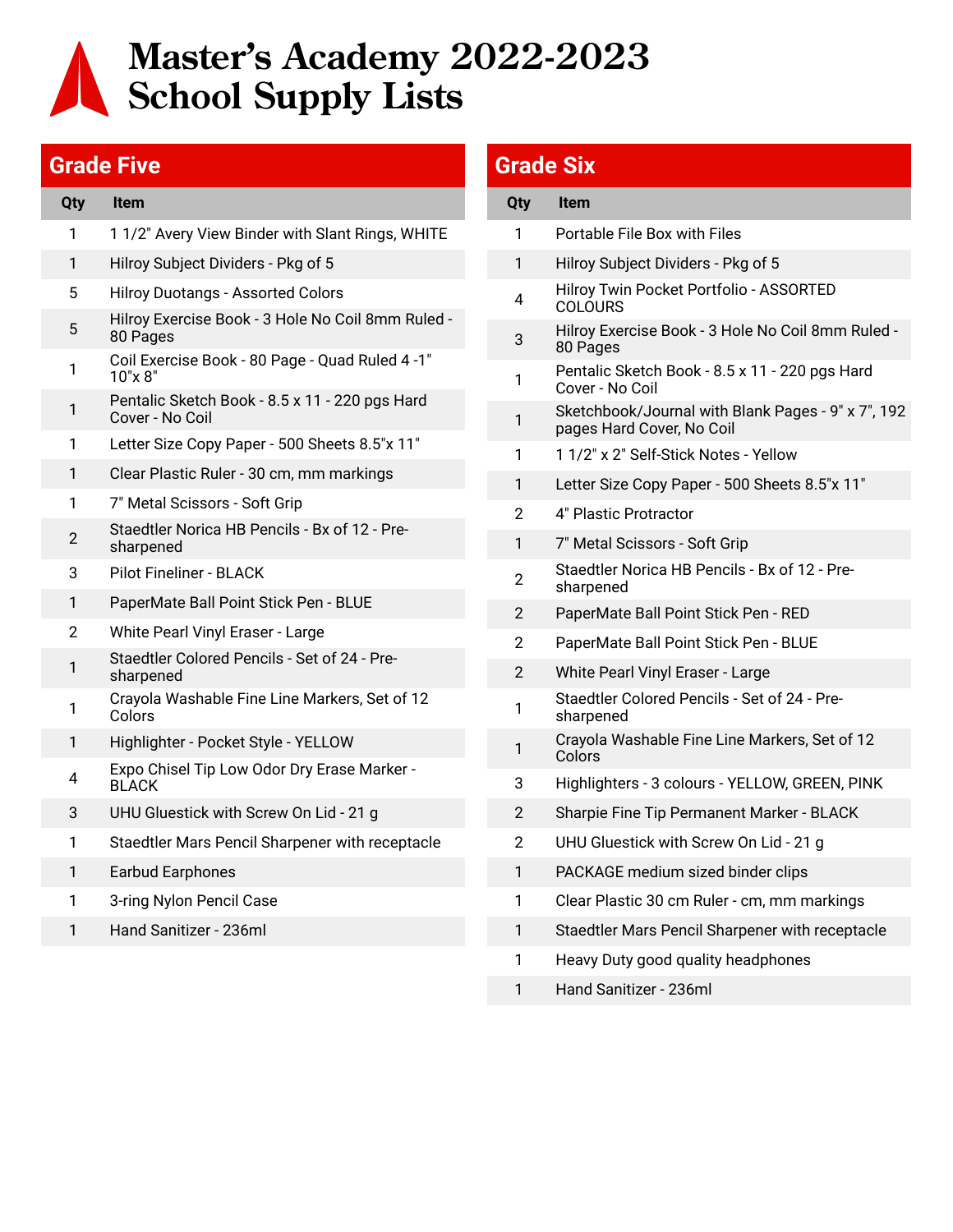# Master's Academy 2022-2023 School Supply Lists

## Grade Five

| Qty | Item |
|---|---|
| 1 | 1 1/2" Avery View Binder with Slant Rings, WHITE |
| 1 | Hilroy Subject Dividers - Pkg of 5 |
| 5 | Hilroy Duotangs - Assorted Colors |
| 5 | Hilroy Exercise Book - 3 Hole No Coil 8mm Ruled - 80 Pages |
| 1 | Coil Exercise Book - 80 Page - Quad Ruled 4 -1" 10"x 8" |
| 1 | Pentalic Sketch Book - 8.5 x 11 - 220 pgs Hard Cover - No Coil |
| 1 | Letter Size Copy Paper - 500 Sheets 8.5"x 11" |
| 1 | Clear Plastic Ruler - 30 cm, mm markings |
| 1 | 7" Metal Scissors - Soft Grip |
| 2 | Staedtler Norica HB Pencils - Bx of 12 - Pre-sharpened |
| 3 | Pilot Fineliner - BLACK |
| 1 | PaperMate Ball Point Stick Pen - BLUE |
| 2 | White Pearl Vinyl Eraser - Large |
| 1 | Staedtler Colored Pencils - Set of 24 - Pre-sharpened |
| 1 | Crayola Washable Fine Line Markers, Set of 12 Colors |
| 1 | Highlighter - Pocket Style - YELLOW |
| 4 | Expo Chisel Tip Low Odor Dry Erase Marker - BLACK |
| 3 | UHU Gluestick with Screw On Lid - 21 g |
| 1 | Staedtler Mars Pencil Sharpener with receptacle |
| 1 | Earbud Earphones |
| 1 | 3-ring Nylon Pencil Case |
| 1 | Hand Sanitizer - 236ml |

## Grade Six

| Qty | Item |
|---|---|
| 1 | Portable File Box with Files |
| 1 | Hilroy Subject Dividers - Pkg of 5 |
| 4 | Hilroy Twin Pocket Portfolio - ASSORTED COLOURS |
| 3 | Hilroy Exercise Book - 3 Hole No Coil 8mm Ruled - 80 Pages |
| 1 | Pentalic Sketch Book - 8.5 x 11 - 220 pgs Hard Cover - No Coil |
| 1 | Sketchbook/Journal with Blank Pages - 9" x 7", 192 pages Hard Cover, No Coil |
| 1 | 1 1/2" x 2" Self-Stick Notes - Yellow |
| 1 | Letter Size Copy Paper - 500 Sheets 8.5"x 11" |
| 2 | 4" Plastic Protractor |
| 1 | 7" Metal Scissors - Soft Grip |
| 2 | Staedtler Norica HB Pencils - Bx of 12 - Pre-sharpened |
| 2 | PaperMate Ball Point Stick Pen - RED |
| 2 | PaperMate Ball Point Stick Pen - BLUE |
| 2 | White Pearl Vinyl Eraser - Large |
| 1 | Staedtler Colored Pencils - Set of 24 - Pre-sharpened |
| 1 | Crayola Washable Fine Line Markers, Set of 12 Colors |
| 3 | Highlighters - 3 colours - YELLOW, GREEN, PINK |
| 2 | Sharpie Fine Tip Permanent Marker - BLACK |
| 2 | UHU Gluestick with Screw On Lid - 21 g |
| 1 | PACKAGE medium sized binder clips |
| 1 | Clear Plastic 30 cm Ruler - cm, mm markings |
| 1 | Staedtler Mars Pencil Sharpener with receptacle |
| 1 | Heavy Duty good quality headphones |
| 1 | Hand Sanitizer - 236ml |